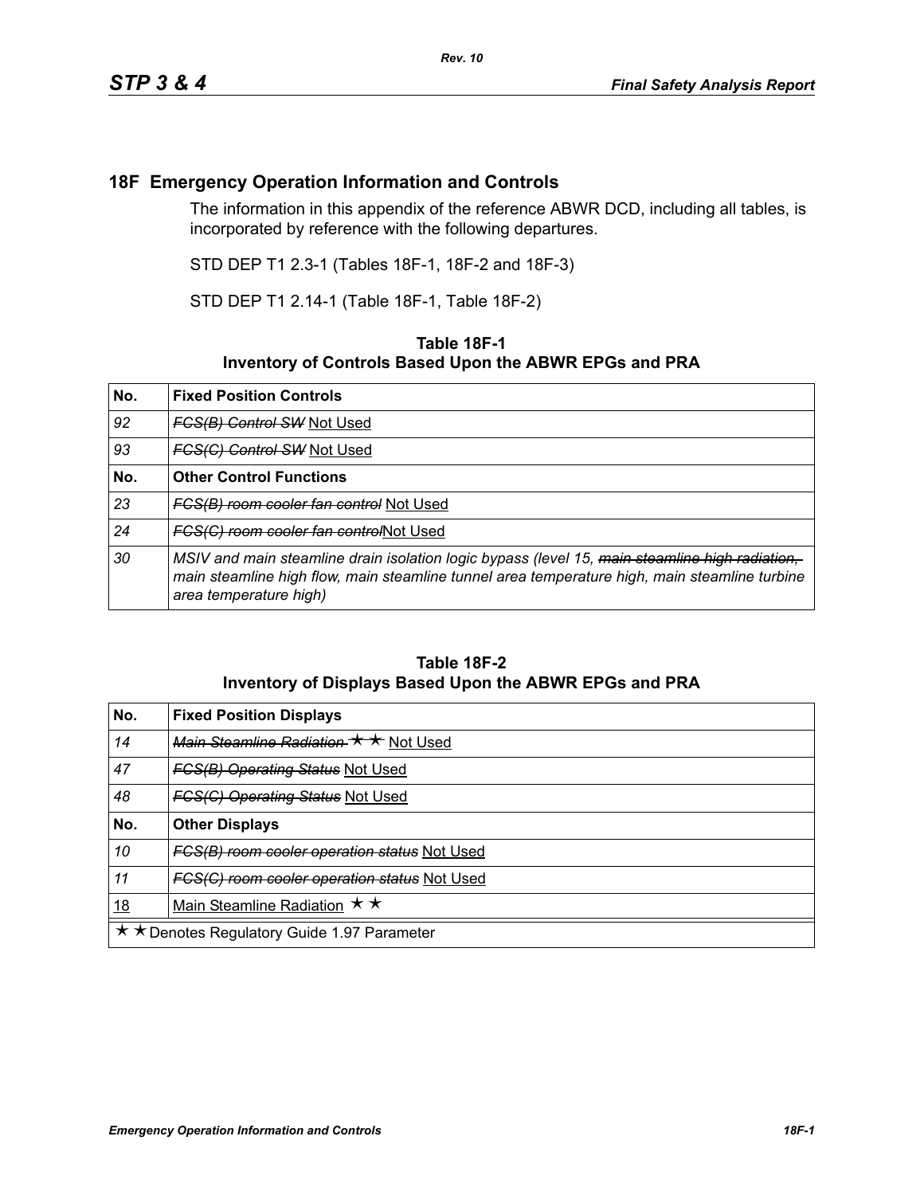## 18F Emergency Operation Information and Controls

The information in this appendix of the reference ABWR DCD, including all tables, is incorporated by reference with the following departures.

STD DEP T1 2.3-1 (Tables 18F-1, 18F-2 and 18F-3)

STD DEP T1 2.14-1 (Table 18F-1, Table 18F-2)

**Table 18F-1**
**Inventory of Controls Based Upon the ABWR EPGs and PRA**

| No. | Fixed Position Controls |
|---|---|
| *92* | ~~*FCS(B) Control SW*~~ Not Used |
| *93* | ~~*FCS(C) Control SW*~~ Not Used |
| **No.** | **Other Control Functions** |
| *23* | ~~*FCS(B) room cooler fan control*~~ Not Used |
| *24* | ~~*FCS(C) room cooler fan control*~~Not Used |
| *30* | *MSIV and main steamline drain isolation logic bypass (level 15,* ~~*main steamline high radiation,*~~ *main steamline high flow, main steamline tunnel area temperature high, main steamline turbine area temperature high)* |

**Table 18F-2**
**Inventory of Displays Based Upon the ABWR EPGs and PRA**

| No. | Fixed Position Displays |
|---|---|
| *14* | ~~*Main Steamline Radiation* ★★~~ Not Used |
| *47* | ~~*FCS(B) Operating Status*~~ Not Used |
| *48* | ~~*FCS(C) Operating Status*~~ Not Used |
| **No.** | **Other Displays** |
| *10* | ~~*FCS(B) room cooler operation status*~~ Not Used |
| *11* | ~~*FCS(C) room cooler operation status*~~ Not Used |
| 18 | Main Steamline Radiation ★★ |
| ★★Denotes Regulatory Guide 1.97 Parameter | |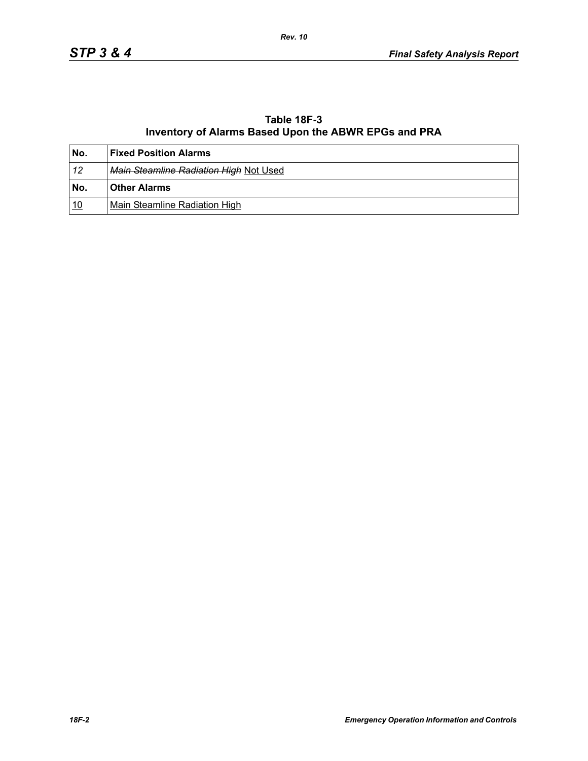**Table 18F-3
Inventory of Alarms Based Upon the ABWR EPGs and PRA**

| No. | Fixed Position Alarms |
|---|---|
| *12* | ~~*Main Steamline Radiation High*~~ Not Used |
| **No.** | **Other Alarms** |
| 10 | Main Steamline Radiation High |